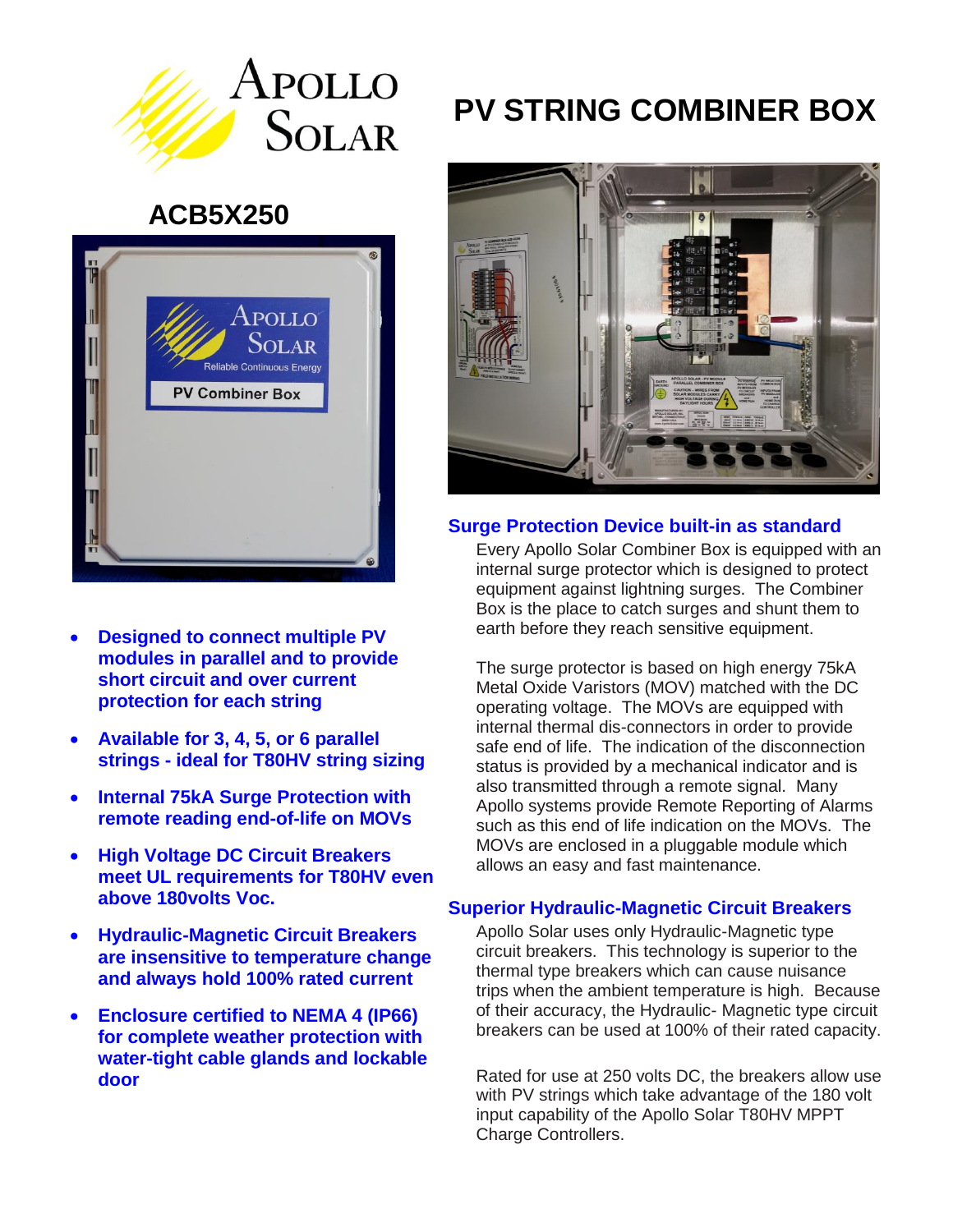# PV STRING COMBINER BOX

## ACB5X250

- **Designed to connect multiple PV modules in parallel and to provide short circuit and over current protection for each string**
- **Available for 3, 4, 5, or 6 parallel strings - ideal for T80HV string sizing**
- **Internal 75kA Surge Protection with remote reading end-of-life on MOVs**
- **High Voltage DC Circuit Breakers meet UL requirements for T80HV even above 180volts Voc.**
- **Hydraulic-Magnetic Circuit Breakers are insensitive to temperature change and always hold 100% rated current**
- **Enclosure certified to NEMA 4 (IP66) for complete weather protection with water-tight cable glands and lockable door**

### Surge Protection Device built-in as standard

Every Apollo Solar Combiner Box is equipped with an internal surge protector which is designed to protect equipment against lightning surges. The Combiner Box is the place to catch surges and shunt them to earth before they reach sensitive equipment.

The surge protector is based on high energy 75kA Metal Oxide Varistors (MOV) matched with the DC operating voltage. The MOVs are equipped with internal thermal dis-connectors in order to provide safe end of life. The indication of the disconnection status is provided by a mechanical indicator and is also transmitted through a remote signal. Many Apollo Solar systems provide Remote Reporting of Alarms such as this end of life indication on the MOVs. The MOVs are enclosed in a pluggable module which allows an easy and fast maintenance.

### Superior Hydraulic-Magnetic Circuit Breakers

Apollo Solar uses only Hydraulic-Magnetic type circuit breakers. This technology is superior to the thermal type breakers which can cause nuisance trips when the ambient temperature is high. Because of their accuracy, the Hydraulic- Magnetic type circuit breakers can be used at 100% of their rated capacity.

Rated for use at 250 volts DC, the breakers allow use with PV strings which take advantage of the 180 volt input capability of the Apollo Solar T80HV MPPT Charge Controllers.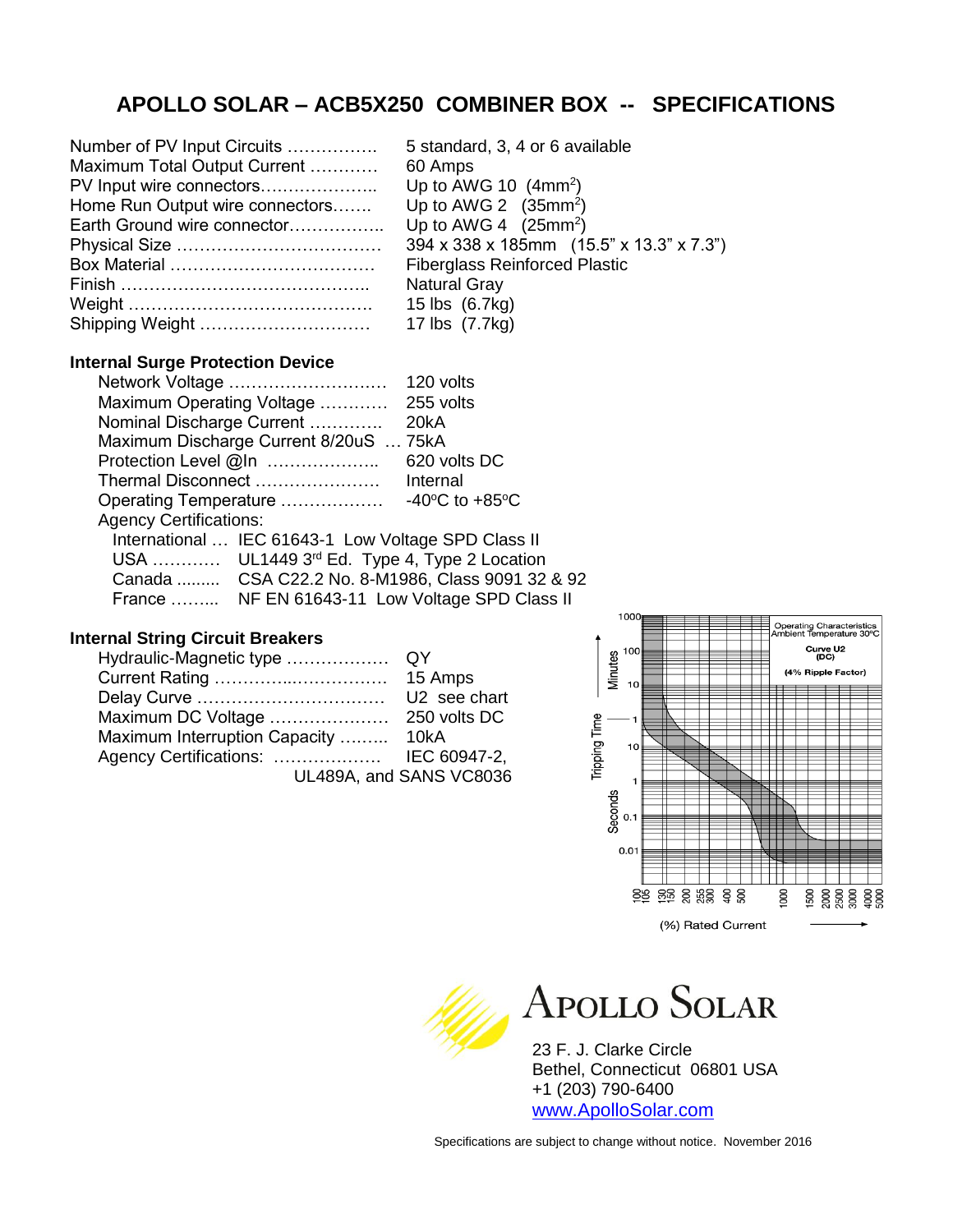# APOLLO SOLAR – ACB5X250 COMBINER BOX -- SPECIFICATIONS

| | |
|---|---|
| Number of PV Input Circuits ……………. | 5 standard, 3, 4 or 6 available |
| Maximum Total Output Current ………… | 60 Amps |
| PV Input wire connectors……………….. | Up to AWG 10 (4mm$^2$) |
| Home Run Output wire connectors……. | Up to AWG 2 (35mm$^2$) |
| Earth Ground wire connector…………….. | Up to AWG 4 (25mm$^2$) |
| Physical Size ………………………………. | 394 x 338 x 185mm (15.5" x 13.3" x 7.3") |
| Box Material ………………………………. | Fiberglass Reinforced Plastic |
| Finish …………………………………….. | Natural Gray |
| Weight …………………………………….. | 15 lbs (6.7kg) |
| Shipping Weight ………………………….. | 17 lbs (7.7kg) |

**Internal Surge Protection Device**

| | |
|---|---|
| Network Voltage ……………………….. | 120 volts |
| Maximum Operating Voltage ………… | 255 volts |
| Nominal Discharge Current …………. | 20kA |
| Maximum Discharge Current 8/20uS … | 75kA |
| Protection Level @In ……………….. | 620 volts DC |
| Thermal Disconnect …………………. | Internal |
| Operating Temperature ……………… | -40°C to +85°C |

Agency Certifications:

| | |
|---|---|
| International … | IEC 61643-1 Low Voltage SPD Class II |
| USA ………… | UL1449 3rd Ed. Type 4, Type 2 Location |
| Canada ……… | CSA C22.2 No. 8-M1986, Class 9091 32 & 92 |
| France …….. | NF EN 61643-11 Low Voltage SPD Class II |

**Internal String Circuit Breakers**

| | |
|---|---|
| Hydraulic-Magnetic type ……………… | QY |
| Current Rating …………..…………… | 15 Amps |
| Delay Curve ……………………………. | U2 see chart |
| Maximum DC Voltage ………………… | 250 volts DC |
| Maximum Interruption Capacity …….. | 10kA |
| Agency Certifications: ………………. | IEC 60947-2, UL489A, and SANS VC8036 |

Operating Characteristics
Ambient Temperature 30°C
Curve U2
(DC)
(4% Ripple Factor)

Tripping Time
Minutes: 1000, 100, 10, 1
Seconds: 10, 1, 0.1, 0.01

100 105 130 150 200 255 300 400 500 1000 1500 2000 2500 3000 4000 5000

(%) Rated Current

APOLLO SOLAR

23 F. J. Clarke Circle
Bethel, Connecticut 06801 USA
+1 (203) 790-6400
www.ApolloSolar.com

Specifications are subject to change without notice. November 2016